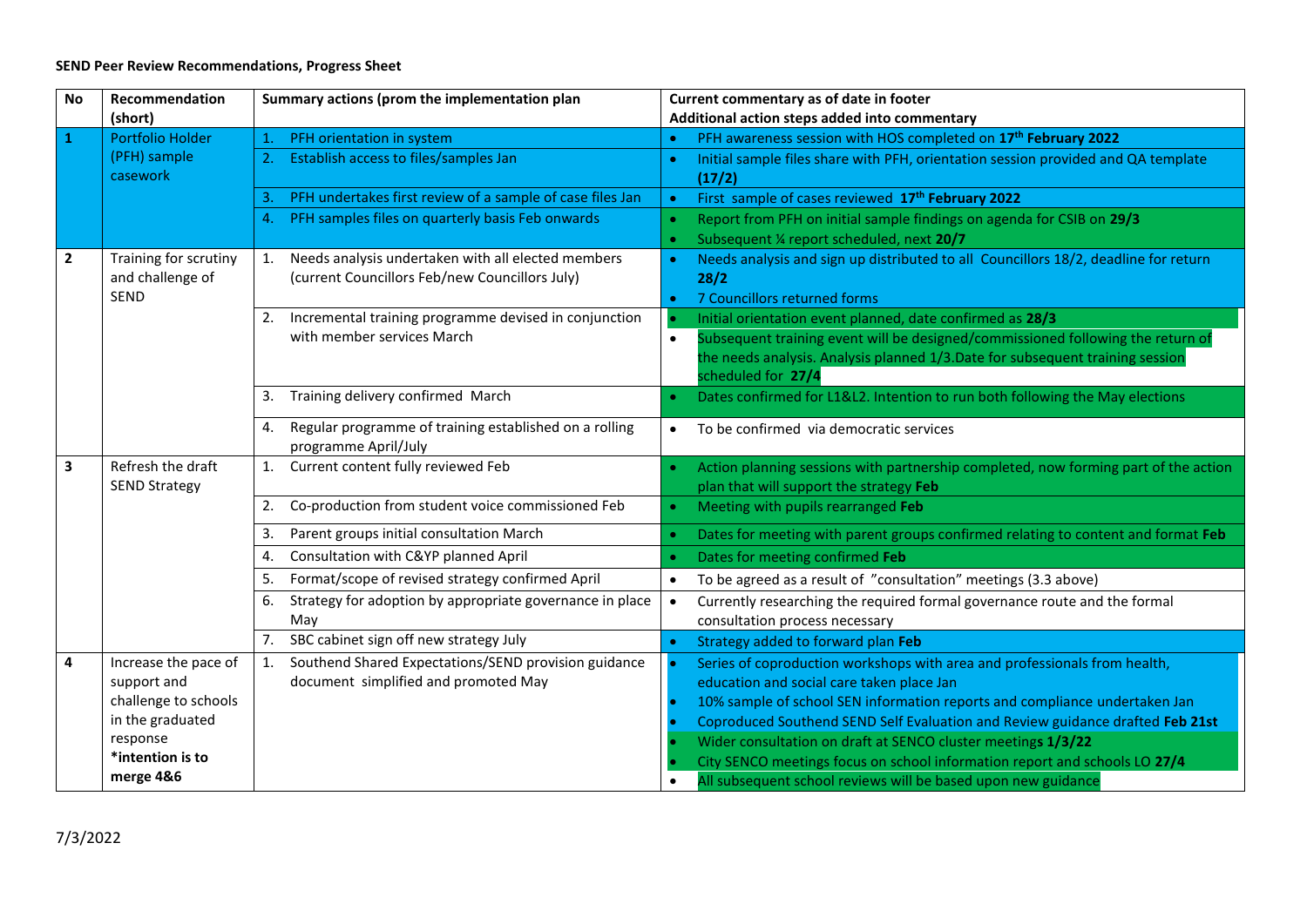**SEND Peer Review Recommendations, Progress Sheet**

| No | Recommendation (short) | Summary actions (prom the implementation plan | Current commentary as of date in footer<br>Additional action steps added into commentary |
|---|---|---|---|
| **1** | Portfolio Holder (PFH) sample casework | 1. PFH orientation in system | • PFH awareness session with HOS completed on **17th February 2022** |
| | | 2. Establish access to files/samples Jan | • Initial sample files share with PFH, orientation session provided and QA template **(17/2)** |
| | | 3. PFH undertakes first review of a sample of case files Jan | • First sample of cases reviewed **17th February 2022** |
| | | 4. PFH samples files on quarterly basis Feb onwards | • Report from PFH on initial sample findings on agenda for CSIB on **29/3**<br>• Subsequent ¼ report scheduled, next **20/7** |
| **2** | Training for scrutiny and challenge of SEND | 1. Needs analysis undertaken with all elected members (current Councillors Feb/new Councillors July) | • Needs analysis and sign up distributed to all Councillors 18/2, deadline for return **28/2**<br>• 7 Councillors returned forms |
| | | 2. Incremental training programme devised in conjunction with member services March | • Initial orientation event planned, date confirmed as **28/3**<br>• Subsequent training event will be designed/commissioned following the return of the needs analysis. Analysis planned 1/3.Date for subsequent training session scheduled for **27/4** |
| | | 3. Training delivery confirmed March | • Dates confirmed for L1&L2. Intention to run both following the May elections |
| | | 4. Regular programme of training established on a rolling programme April/July | • To be confirmed via democratic services |
| **3** | Refresh the draft SEND Strategy | 1. Current content fully reviewed Feb | • Action planning sessions with partnership completed, now forming part of the action plan that will support the strategy **Feb** |
| | | 2. Co-production from student voice commissioned Feb | • Meeting with pupils rearranged **Feb** |
| | | 3. Parent groups initial consultation March | • Dates for meeting with parent groups confirmed relating to content and format **Feb** |
| | | 4. Consultation with C&YP planned April | • Dates for meeting confirmed **Feb** |
| | | 5. Format/scope of revised strategy confirmed April | • To be agreed as a result of "consultation" meetings (3.3 above) |
| | | 6. Strategy for adoption by appropriate governance in place May | • Currently researching the required formal governance route and the formal consultation process necessary |
| | | 7. SBC cabinet sign off new strategy July | • Strategy added to forward plan **Feb** |
| **4** | Increase the pace of support and challenge to schools in the graduated response<br>***intention is to merge 4&6** | 1. Southend Shared Expectations/SEND provision guidance document simplified and promoted May | • Series of coproduction workshops with area and professionals from health, education and social care taken place Jan<br>• 10% sample of school SEN information reports and compliance undertaken Jan<br>• Coproduced Southend SEND Self Evaluation and Review guidance drafted **Feb 21st**<br>• Wider consultation on draft at SENCO cluster meeting**s 1/3/22**<br>• City SENCO meetings focus on school information report and schools LO **27/4**<br>• All subsequent school reviews will be based upon new guidance |

7/3/2022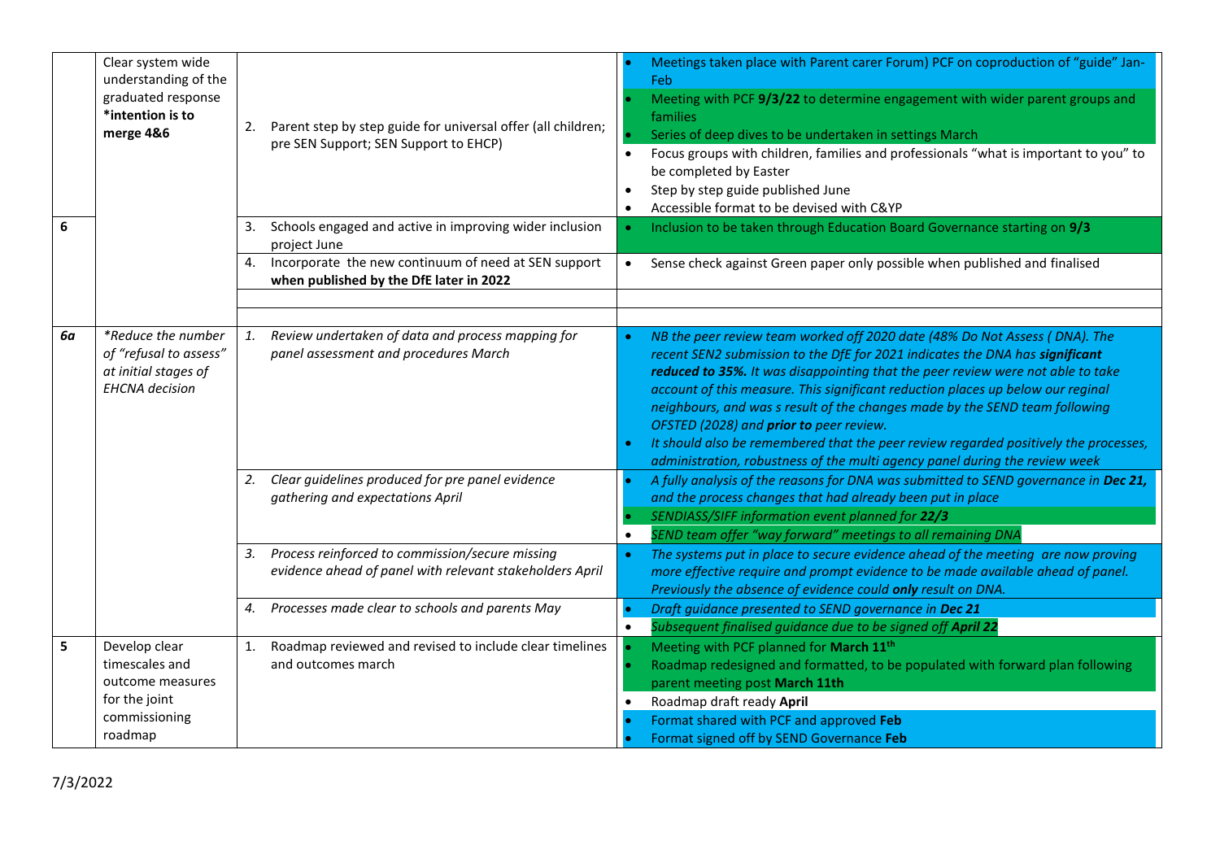| | | | |
|---|---|---|---|
| 6 | Clear system wide understanding of the graduated response **\*intention is to merge 4&6** | 2. Parent step by step guide for universal offer (all children; pre SEN Support; SEN Support to EHCP) | • Meetings taken place with Parent carer Forum) PCF on coproduction of "guide" Jan-Feb<br>• Meeting with PCF **9/3/22** to determine engagement with wider parent groups and families<br>• Series of deep dives to be undertaken in settings March<br>• Focus groups with children, families and professionals "what is important to you" to be completed by Easter<br>• Step by step guide published June<br>• Accessible format to be devised with C&YP |
| | | 3. Schools engaged and active in improving wider inclusion project June | • Inclusion to be taken through Education Board Governance starting on **9/3** |
| | | 4. Incorporate the new continuum of need at SEN support **when published by the DfE later in 2022** | • Sense check against Green paper only possible when published and finalised |
| | | | |
| | | | |
| *6a* | *\*Reduce the number of "refusal to assess" at initial stages of EHCNA decision* | *1. Review undertaken of data and process mapping for panel assessment and procedures March* | • *NB the peer review team worked off 2020 date (48% Do Not Assess ( DNA). The recent SEN2 submission to the DfE for 2021 indicates the DNA has* ***significant reduced to 35%.*** *It was disappointing that the peer review were not able to take account of this measure. This significant reduction places up below our regional neighbours, and was s result of the changes made by the SEND team following OFSTED (2028) and* ***prior to*** *peer review.*<br>• *It should also be remembered that the peer review regarded positively the processes, administration, robustness of the multi agency panel during the review week* |
| | | *2. Clear guidelines produced for pre panel evidence gathering and expectations April* | • *A fully analysis of the reasons for DNA was submitted to SEND governance in* ***Dec 21,*** *and the process changes that had already been put in place*<br>• *SENDIASS/SIFF information event planned for* ***22/3***<br>• *SEND team offer "way forward" meetings to all remaining DNA* |
| | | *3. Process reinforced to commission/secure missing evidence ahead of panel with relevant stakeholders April* | • *The systems put in place to secure evidence ahead of the meeting are now proving more effective require and prompt evidence to be made available ahead of panel. Previously the absence of evidence could* ***only*** *result on DNA.* |
| | | *4. Processes made clear to schools and parents May* | • *Draft guidance presented to SEND governance in* ***Dec 21***<br>• *Subsequent finalised guidance due to be signed off* ***April 22*** |
| 5 | Develop clear timescales and outcome measures for the joint commissioning roadmap | 1. Roadmap reviewed and revised to include clear timelines and outcomes march | • Meeting with PCF planned for **March 11th**<br>• Roadmap redesigned and formatted, to be populated with forward plan following parent meeting post **March 11th**<br>• Roadmap draft ready **April**<br>• Format shared with PCF and approved **Feb**<br>• Format signed off by SEND Governance **Feb** |

7/3/2022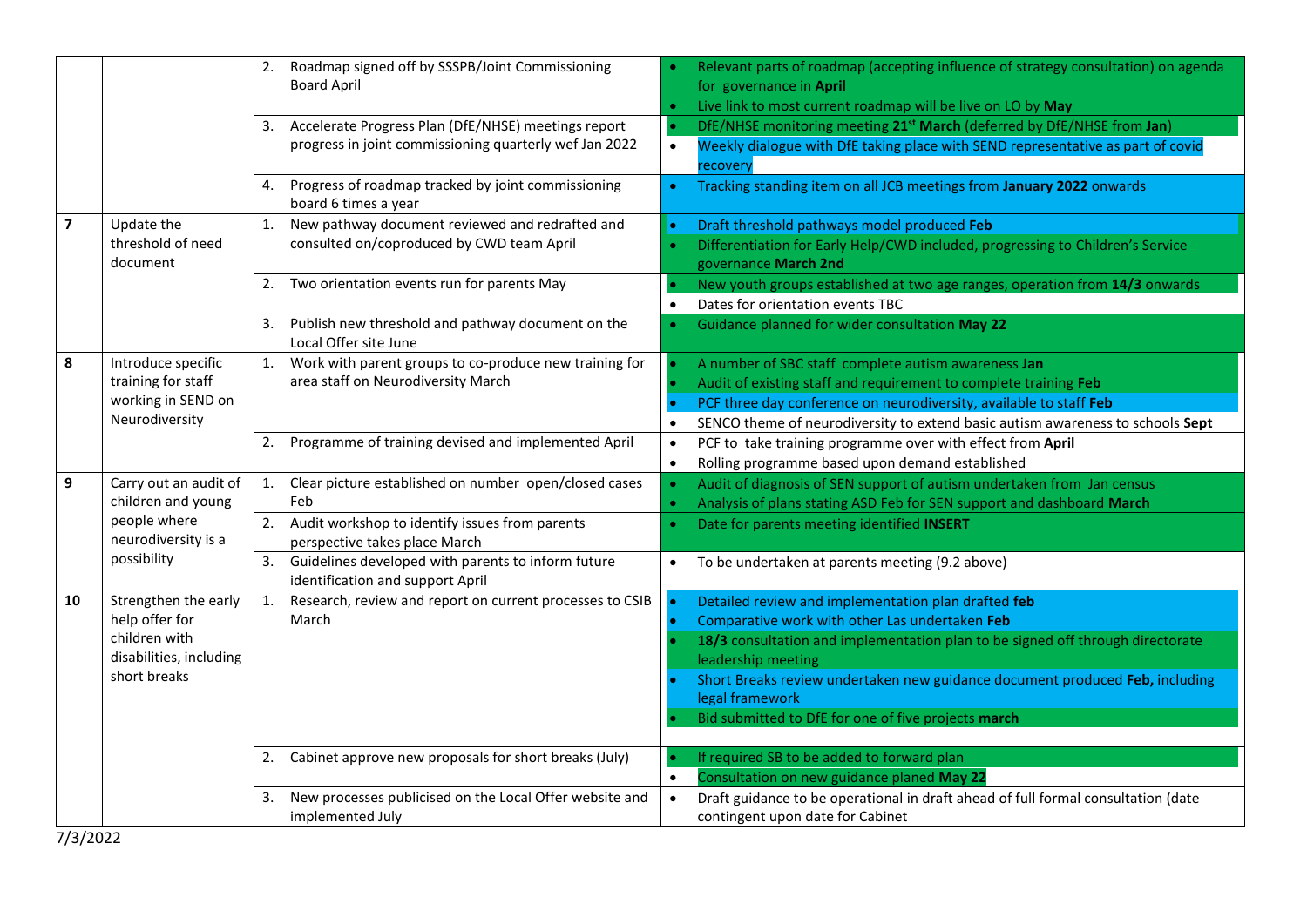| | | | |
|---|---|---|---|
| | | 2. Roadmap signed off by SSSPB/Joint Commissioning Board April | • Relevant parts of roadmap (accepting influence of strategy consultation) on agenda for governance in **April**<br>• Live link to most current roadmap will be live on LO by **May** |
| | | 3. Accelerate Progress Plan (DfE/NHSE) meetings report progress in joint commissioning quarterly wef Jan 2022 | • DfE/NHSE monitoring meeting **21st March** (deferred by DfE/NHSE from **Jan**)<br>• Weekly dialogue with DfE taking place with SEND representative as part of covid recovery |
| | | 4. Progress of roadmap tracked by joint commissioning board 6 times a year | • Tracking standing item on all JCB meetings from **January 2022** onwards |
| **7** | Update the threshold of need document | 1. New pathway document reviewed and redrafted and consulted on/coproduced by CWD team April | • Draft threshold pathways model produced **Feb**<br>• Differentiation for Early Help/CWD included, progressing to Children's Service governance **March 2nd** |
| | | 2. Two orientation events run for parents May | • New youth groups established at two age ranges, operation from **14/3** onwards<br>• Dates for orientation events TBC |
| | | 3. Publish new threshold and pathway document on the Local Offer site June | • Guidance planned for wider consultation **May 22** |
| **8** | Introduce specific training for staff working in SEND on Neurodiversity | 1. Work with parent groups to co-produce new training for area staff on Neurodiversity March | • A number of SBC staff complete autism awareness **Jan**<br>• Audit of existing staff and requirement to complete training **Feb**<br>• PCF three day conference on neurodiversity, available to staff **Feb**<br>• SENCO theme of neurodiversity to extend basic autism awareness to schools **Sept** |
| | | 2. Programme of training devised and implemented April | • PCF to take training programme over with effect from **April**<br>• Rolling programme based upon demand established |
| **9** | Carry out an audit of children and young people where neurodiversity is a possibility | 1. Clear picture established on number open/closed cases Feb | • Audit of diagnosis of SEN support of autism undertaken from Jan census<br>• Analysis of plans stating ASD Feb for SEN support and dashboard **March** |
| | | 2. Audit workshop to identify issues from parents perspective takes place March | • Date for parents meeting identified **INSERT** |
| | | 3. Guidelines developed with parents to inform future identification and support April | • To be undertaken at parents meeting (9.2 above) |
| **10** | Strengthen the early help offer for children with disabilities, including short breaks | 1. Research, review and report on current processes to CSIB March | • Detailed review and implementation plan drafted **feb**<br>• Comparative work with other Las undertaken **Feb**<br>• **18/3** consultation and implementation plan to be signed off through directorate leadership meeting<br>• Short Breaks review undertaken new guidance document produced **Feb,** including legal framework<br>• Bid submitted to DfE for one of five projects **march** |
| | | 2. Cabinet approve new proposals for short breaks (July) | • If required SB to be added to forward plan<br>• Consultation on new guidance planed **May 22** |
| | | 3. New processes publicised on the Local Offer website and implemented July | • Draft guidance to be operational in draft ahead of full formal consultation (date contingent upon date for Cabinet |

7/3/2022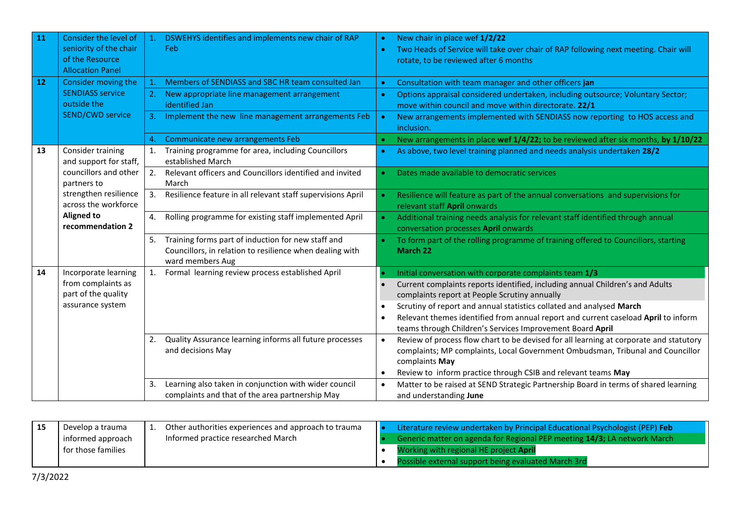| | | | |
|---|---|---|---|
| 11 | Consider the level of seniority of the chair of the Resource Allocation Panel | 1. DSWEHYS identifies and implements new chair of RAP Feb | • New chair in place wef **1/2/22**<br>• Two Heads of Service will take over chair of RAP following next meeting. Chair will rotate, to be reviewed after 6 months |
| 12 | Consider moving the SENDIASS service outside the SEND/CWD service | 1. Members of SENDIASS and SBC HR team consulted Jan | • Consultation with team manager and other officers **jan** |
| | | 2. New appropriate line management arrangement identified Jan | • Options appraisal considered undertaken, including outsource; Voluntary Sector; move within council and move within directorate. **22/1** |
| | | 3. Implement the new line management arrangements Feb | • New arrangements implemented with SENDIASS now reporting to HOS access and inclusion. |
| | | 4. Communicate new arrangements Feb | • New arrangements in place **wef 1/4/22;** to be reviewed after six months, **by 1/10/22** |
| 13 | Consider training and support for staff, councillors and other partners to strengthen resilience across the workforce **Aligned to recommendation 2** | 1. Training programme for area, including Councillors established March | • As above, two level training planned and needs analysis undertaken **28/2** |
| | | 2. Relevant officers and Councillors identified and invited March | • Dates made available to democratic services |
| | | 3. Resilience feature in all relevant staff supervisions April | • Resilience will feature as part of the annual conversations and supervisions for relevant staff **April** onwards |
| | | 4. Rolling programme for existing staff implemented April | • Additional training needs analysis for relevant staff identified through annual conversation processes **April** onwards |
| | | 5. Training forms part of induction for new staff and Councillors, in relation to resilience when dealing with ward members Aug | • To form part of the rolling programme of training offered to Councillors, starting **March 22** |
| 14 | Incorporate learning from complaints as part of the quality assurance system | 1. Formal learning review process established April | • Initial conversation with corporate complaints team **1/3**<br>• Current complaints reports identified, including annual Children's and Adults complaints report at People Scrutiny annually<br>• Scrutiny of report and annual statistics collated and analysed **March**<br>• Relevant themes identified from annual report and current caseload **April** to inform teams through Children's Services Improvement Board **April** |
| | | 2. Quality Assurance learning informs all future processes and decisions May | • Review of process flow chart to be devised for all learning at corporate and statutory complaints; MP complaints, Local Government Ombudsman, Tribunal and Councillor complaints **May**<br>• Review to inform practice through CSIB and relevant teams **May** |
| | | 3. Learning also taken in conjunction with wider council complaints and that of the area partnership May | • Matter to be raised at SEND Strategic Partnership Board in terms of shared learning and understanding **June** |

| | | | |
|---|---|---|---|
| 15 | Develop a trauma informed approach for those families | 1. Other authorities experiences and approach to trauma Informed practice researched March | • Literature review undertaken by Principal Educational Psychologist (PEP) **Feb**<br>• Generic matter on agenda for Regional PEP meeting **14/3;** LA network March<br>• Working with regional HE project **April**<br>• Possible external support being evaluated March 3rd |

7/3/2022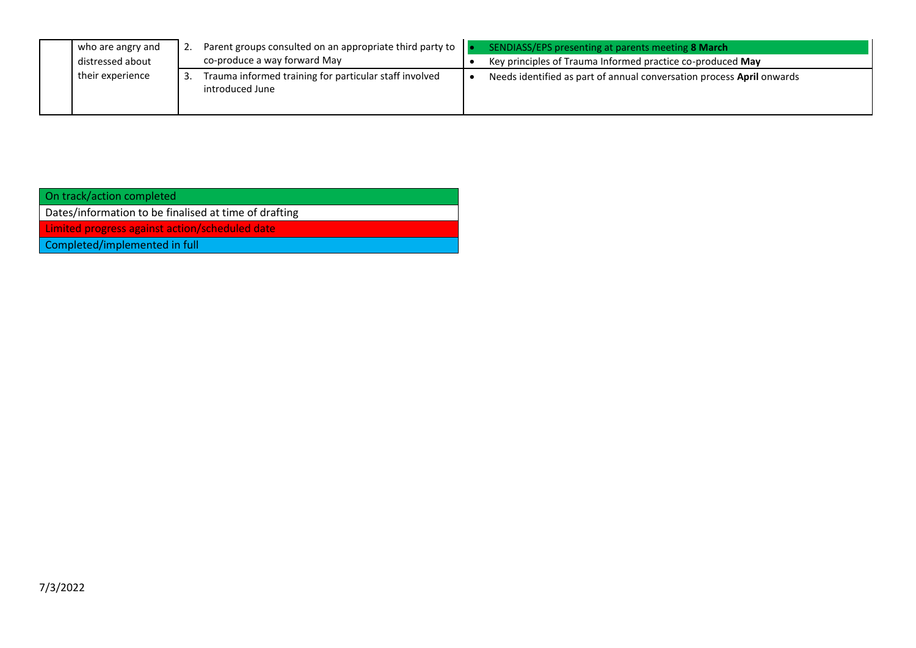| | | | |
|---|---|---|---|
| | who are angry and distressed about their experience | 2. Parent groups consulted on an appropriate third party to co-produce a way forward May | • SENDIASS/EPS presenting at parents meeting **8 March**<br>• Key principles of Trauma Informed practice co-produced **May** |
| | | 3. Trauma informed training for particular staff involved introduced June | • Needs identified as part of annual conversation process **April** onwards |

| |
|---|
| On track/action completed |
| Dates/information to be finalised at time of drafting |
| Limited progress against action/scheduled date |
| Completed/implemented in full |

7/3/2022